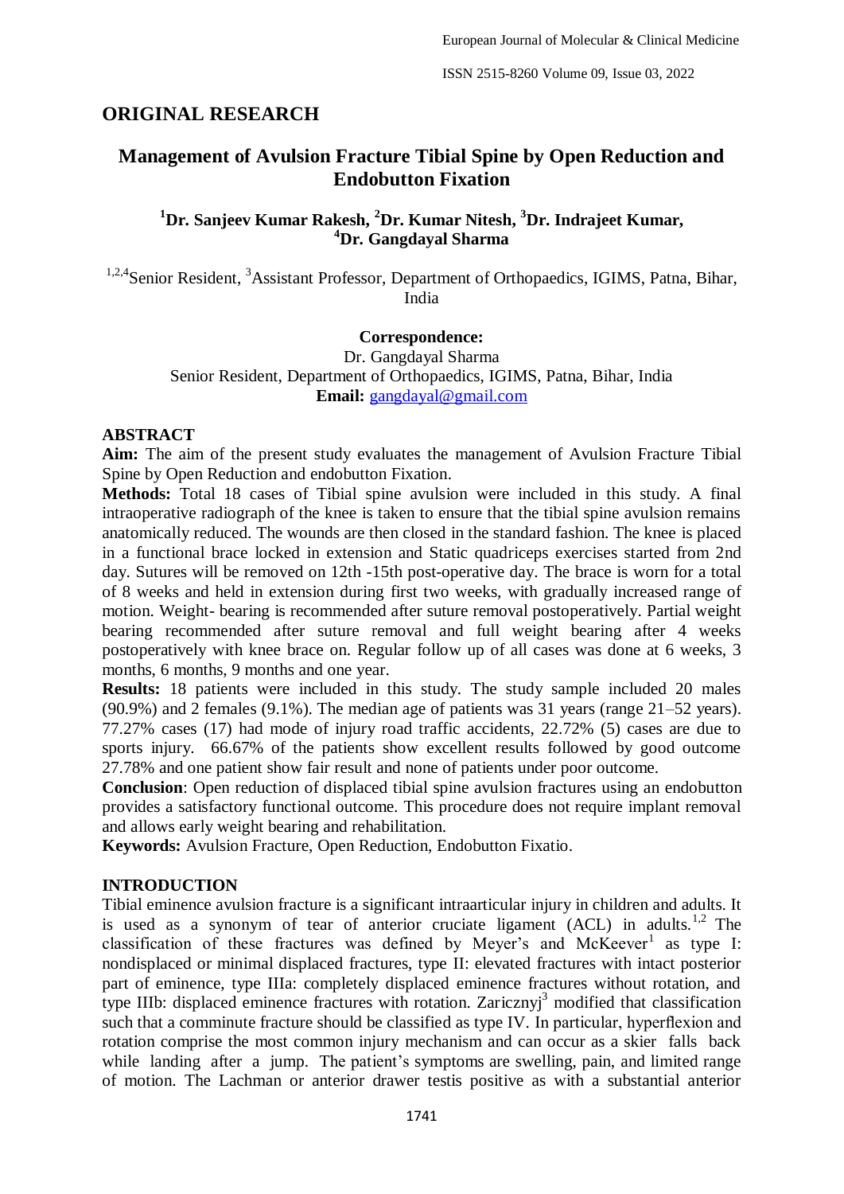## ORIGINAL RESEARCH

# Management of Avulsion Fracture Tibial Spine by Open Reduction and Endobutton Fixation

**[1]Dr. Sanjeev Kumar Rakesh, [2]Dr. Kumar Nitesh, [3]Dr. Indrajeet Kumar, [4]Dr. Gangdayal Sharma**

[1,2,4]Senior Resident, [3]Assistant Professor, Department of Orthopaedics, IGIMS, Patna, Bihar, India

**Correspondence:**
Dr. Gangdayal Sharma
Senior Resident, Department of Orthopaedics, IGIMS, Patna, Bihar, India
**Email:** gangdayal@gmail.com

## ABSTRACT

**Aim:** The aim of the present study evaluates the management of Avulsion Fracture Tibial Spine by Open Reduction and endobutton Fixation.

**Methods:** Total 18 cases of Tibial spine avulsion were included in this study. A final intraoperative radiograph of the knee is taken to ensure that the tibial spine avulsion remains anatomically reduced. The wounds are then closed in the standard fashion. The knee is placed in a functional brace locked in extension and Static quadriceps exercises started from 2nd day. Sutures will be removed on 12th -15th post-operative day. The brace is worn for a total of 8 weeks and held in extension during first two weeks, with gradually increased range of motion. Weight- bearing is recommended after suture removal postoperatively. Partial weight bearing recommended after suture removal and full weight bearing after 4 weeks postoperatively with knee brace on. Regular follow up of all cases was done at 6 weeks, 3 months, 6 months, 9 months and one year.

**Results:** 18 patients were included in this study. The study sample included 20 males (90.9%) and 2 females (9.1%). The median age of patients was 31 years (range 21–52 years). 77.27% cases (17) had mode of injury road traffic accidents, 22.72% (5) cases are due to sports injury. 66.67% of the patients show excellent results followed by good outcome 27.78% and one patient show fair result and none of patients under poor outcome.

**Conclusion**: Open reduction of displaced tibial spine avulsion fractures using an endobutton provides a satisfactory functional outcome. This procedure does not require implant removal and allows early weight bearing and rehabilitation.

**Keywords:** Avulsion Fracture, Open Reduction, Endobutton Fixatio.

## INTRODUCTION

Tibial eminence avulsion fracture is a significant intraarticular injury in children and adults. It is used as a synonym of tear of anterior cruciate ligament (ACL) in adults.[1,2] The classification of these fractures was defined by Meyer's and McKeever[1] as type I: nondisplaced or minimal displaced fractures, type II: elevated fractures with intact posterior part of eminence, type IIIa: completely displaced eminence fractures without rotation, and type IIIb: displaced eminence fractures with rotation. Zaricznyj[3] modified that classification such that a comminute fracture should be classified as type IV. In particular, hyperflexion and rotation comprise the most common injury mechanism and can occur as a skier falls back while landing after a jump. The patient's symptoms are swelling, pain, and limited range of motion. The Lachman or anterior drawer testis positive as with a substantial anterior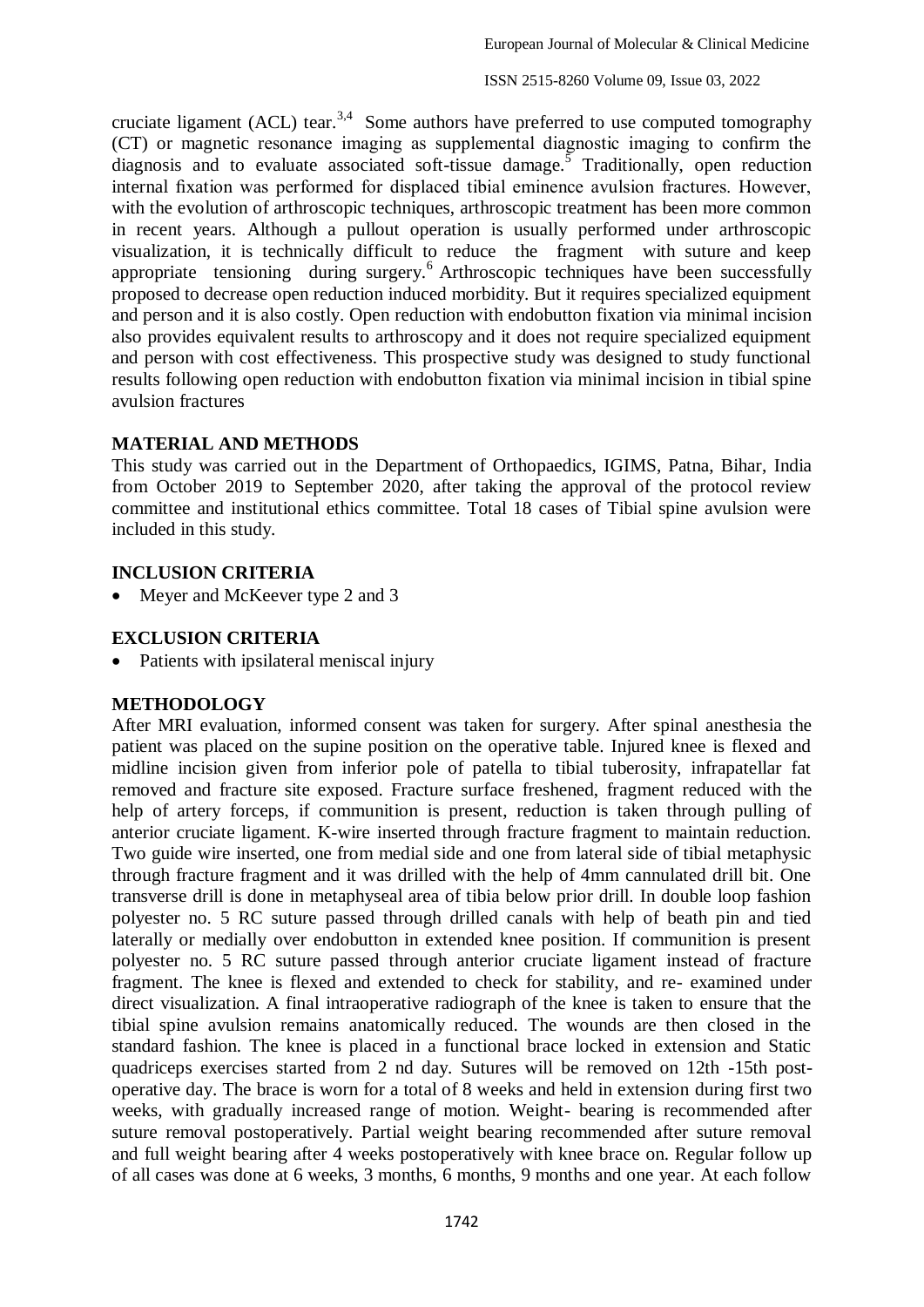cruciate ligament (ACL) tear.[3,4] Some authors have preferred to use computed tomography (CT) or magnetic resonance imaging as supplemental diagnostic imaging to confirm the diagnosis and to evaluate associated soft-tissue damage.[5] Traditionally, open reduction internal fixation was performed for displaced tibial eminence avulsion fractures. However, with the evolution of arthroscopic techniques, arthroscopic treatment has been more common in recent years. Although a pullout operation is usually performed under arthroscopic visualization, it is technically difficult to reduce the fragment with suture and keep appropriate tensioning during surgery.[6] Arthroscopic techniques have been successfully proposed to decrease open reduction induced morbidity. But it requires specialized equipment and person and it is also costly. Open reduction with endobutton fixation via minimal incision also provides equivalent results to arthroscopy and it does not require specialized equipment and person with cost effectiveness. This prospective study was designed to study functional results following open reduction with endobutton fixation via minimal incision in tibial spine avulsion fractures

## MATERIAL AND METHODS

This study was carried out in the Department of Orthopaedics, IGIMS, Patna, Bihar, India from October 2019 to September 2020, after taking the approval of the protocol review committee and institutional ethics committee. Total 18 cases of Tibial spine avulsion were included in this study.

### INCLUSION CRITERIA

- Meyer and McKeever type 2 and 3

### EXCLUSION CRITERIA

- Patients with ipsilateral meniscal injury

### METHODOLOGY

After MRI evaluation, informed consent was taken for surgery. After spinal anesthesia the patient was placed on the supine position on the operative table. Injured knee is flexed and midline incision given from inferior pole of patella to tibial tuberosity, infrapatellar fat removed and fracture site exposed. Fracture surface freshened, fragment reduced with the help of artery forceps, if communition is present, reduction is taken through pulling of anterior cruciate ligament. K-wire inserted through fracture fragment to maintain reduction. Two guide wire inserted, one from medial side and one from lateral side of tibial metaphysic through fracture fragment and it was drilled with the help of 4mm cannulated drill bit. One transverse drill is done in metaphyseal area of tibia below prior drill. In double loop fashion polyester no. 5 RC suture passed through drilled canals with help of beath pin and tied laterally or medially over endobutton in extended knee position. If communition is present polyester no. 5 RC suture passed through anterior cruciate ligament instead of fracture fragment. The knee is flexed and extended to check for stability, and re- examined under direct visualization. A final intraoperative radiograph of the knee is taken to ensure that the tibial spine avulsion remains anatomically reduced. The wounds are then closed in the standard fashion. The knee is placed in a functional brace locked in extension and Static quadriceps exercises started from 2 nd day. Sutures will be removed on 12th -15th post-operative day. The brace is worn for a total of 8 weeks and held in extension during first two weeks, with gradually increased range of motion. Weight- bearing is recommended after suture removal postoperatively. Partial weight bearing recommended after suture removal and full weight bearing after 4 weeks postoperatively with knee brace on. Regular follow up of all cases was done at 6 weeks, 3 months, 6 months, 9 months and one year. At each follow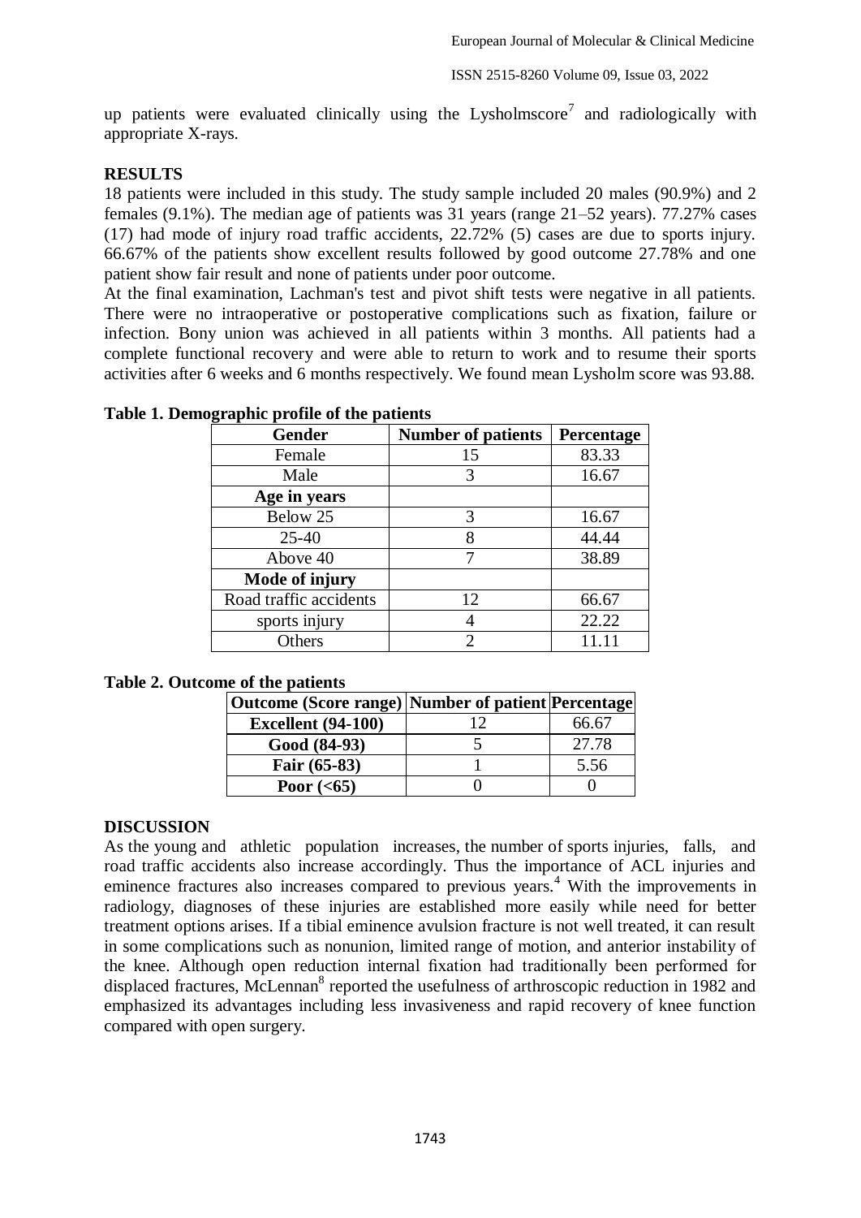up patients were evaluated clinically using the Lysholmscore[7] and radiologically with appropriate X-rays.

## RESULTS

18 patients were included in this study. The study sample included 20 males (90.9%) and 2 females (9.1%). The median age of patients was 31 years (range 21–52 years). 77.27% cases (17) had mode of injury road traffic accidents, 22.72% (5) cases are due to sports injury. 66.67% of the patients show excellent results followed by good outcome 27.78% and one patient show fair result and none of patients under poor outcome.

At the final examination, Lachman's test and pivot shift tests were negative in all patients. There were no intraoperative or postoperative complications such as fixation, failure or infection. Bony union was achieved in all patients within 3 months. All patients had a complete functional recovery and were able to return to work and to resume their sports activities after 6 weeks and 6 months respectively. We found mean Lysholm score was 93.88.

**Table 1. Demographic profile of the patients**

| Gender | Number of patients | Percentage |
|---|---|---|
| Female | 15 | 83.33 |
| Male | 3 | 16.67 |
| **Age in years** | | |
| Below 25 | 3 | 16.67 |
| 25-40 | 8 | 44.44 |
| Above 40 | 7 | 38.89 |
| **Mode of injury** | | |
| Road traffic accidents | 12 | 66.67 |
| sports injury | 4 | 22.22 |
| Others | 2 | 11.11 |

**Table 2. Outcome of the patients**

| Outcome (Score range) | Number of patient | Percentage |
|---|---|---|
| **Excellent (94-100)** | 12 | 66.67 |
| **Good (84-93)** | 5 | 27.78 |
| **Fair (65-83)** | 1 | 5.56 |
| **Poor (<65)** | 0 | 0 |

## DISCUSSION

As the young and athletic population increases, the number of sports injuries, falls, and road traffic accidents also increase accordingly. Thus the importance of ACL injuries and eminence fractures also increases compared to previous years.[4] With the improvements in radiology, diagnoses of these injuries are established more easily while need for better treatment options arises. If a tibial eminence avulsion fracture is not well treated, it can result in some complications such as nonunion, limited range of motion, and anterior instability of the knee. Although open reduction internal fixation had traditionally been performed for displaced fractures, McLennan[8] reported the usefulness of arthroscopic reduction in 1982 and emphasized its advantages including less invasiveness and rapid recovery of knee function compared with open surgery.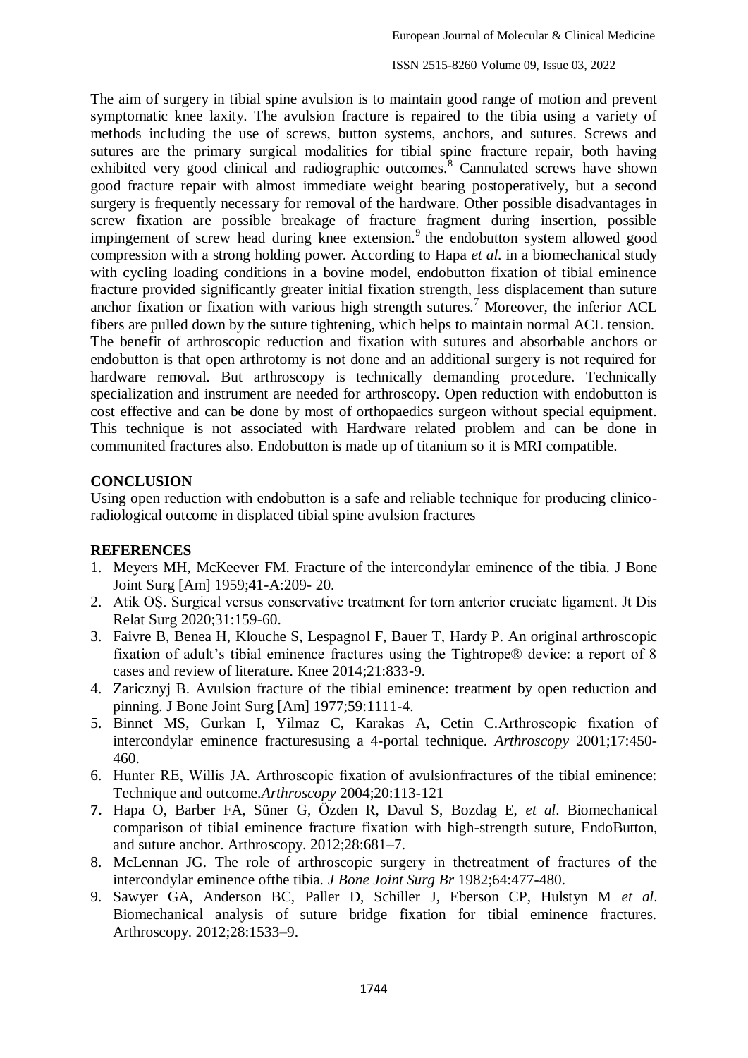The aim of surgery in tibial spine avulsion is to maintain good range of motion and prevent symptomatic knee laxity. The avulsion fracture is repaired to the tibia using a variety of methods including the use of screws, button systems, anchors, and sutures. Screws and sutures are the primary surgical modalities for tibial spine fracture repair, both having exhibited very good clinical and radiographic outcomes.[8] Cannulated screws have shown good fracture repair with almost immediate weight bearing postoperatively, but a second surgery is frequently necessary for removal of the hardware. Other possible disadvantages in screw fixation are possible breakage of fracture fragment during insertion, possible impingement of screw head during knee extension.[9] the endobutton system allowed good compression with a strong holding power. According to Hapa *et al.* in a biomechanical study with cycling loading conditions in a bovine model, endobutton fixation of tibial eminence fracture provided significantly greater initial fixation strength, less displacement than suture anchor fixation or fixation with various high strength sutures.[7] Moreover, the inferior ACL fibers are pulled down by the suture tightening, which helps to maintain normal ACL tension. The benefit of arthroscopic reduction and fixation with sutures and absorbable anchors or endobutton is that open arthrotomy is not done and an additional surgery is not required for hardware removal. But arthroscopy is technically demanding procedure. Technically specialization and instrument are needed for arthroscopy. Open reduction with endobutton is cost effective and can be done by most of orthopaedics surgeon without special equipment. This technique is not associated with Hardware related problem and can be done in communited fractures also. Endobutton is made up of titanium so it is MRI compatible.

## CONCLUSION

Using open reduction with endobutton is a safe and reliable technique for producing clinico-radiological outcome in displaced tibial spine avulsion fractures

## REFERENCES

1. Meyers MH, McKeever FM. Fracture of the intercondylar eminence of the tibia. J Bone Joint Surg [Am] 1959;41-A:209- 20.
2. Atik OŞ. Surgical versus conservative treatment for torn anterior cruciate ligament. Jt Dis Relat Surg 2020;31:159-60.
3. Faivre B, Benea H, Klouche S, Lespagnol F, Bauer T, Hardy P. An original arthroscopic fixation of adult's tibial eminence fractures using the Tightrope® device: a report of 8 cases and review of literature. Knee 2014;21:833-9.
4. Zaricznyj B. Avulsion fracture of the tibial eminence: treatment by open reduction and pinning. J Bone Joint Surg [Am] 1977;59:1111-4.
5. Binnet MS, Gurkan I, Yilmaz C, Karakas A, Cetin C.Arthroscopic fixation of intercondylar eminence fracturesusing a 4-portal technique. *Arthroscopy* 2001;17:450-460.
6. Hunter RE, Willis JA. Arthroscopic fixation of avulsionfractures of the tibial eminence: Technique and outcome.*Arthroscopy* 2004;20:113-121
7. Hapa O, Barber FA, Süner G, Özden R, Davul S, Bozdag E, *et al*. Biomechanical comparison of tibial eminence fracture fixation with high-strength suture, EndoButton, and suture anchor. Arthroscopy. 2012;28:681–7.
8. McLennan JG. The role of arthroscopic surgery in thetreatment of fractures of the intercondylar eminence ofthe tibia. *J Bone Joint Surg Br* 1982;64:477-480.
9. Sawyer GA, Anderson BC, Paller D, Schiller J, Eberson CP, Hulstyn M *et al*. Biomechanical analysis of suture bridge fixation for tibial eminence fractures. Arthroscopy. 2012;28:1533–9.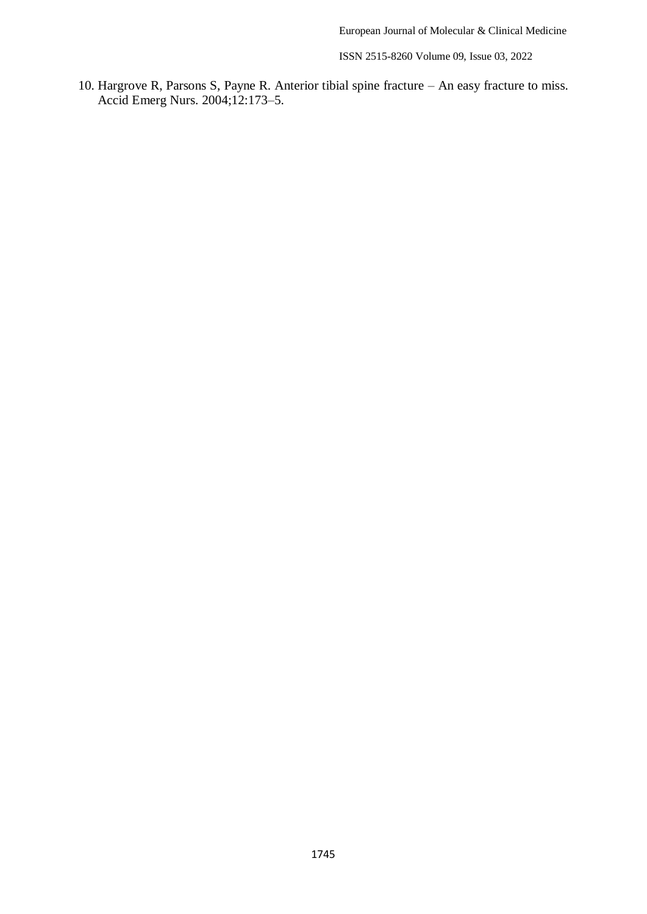10. Hargrove R, Parsons S, Payne R. Anterior tibial spine fracture – An easy fracture to miss. Accid Emerg Nurs. 2004;12:173–5.